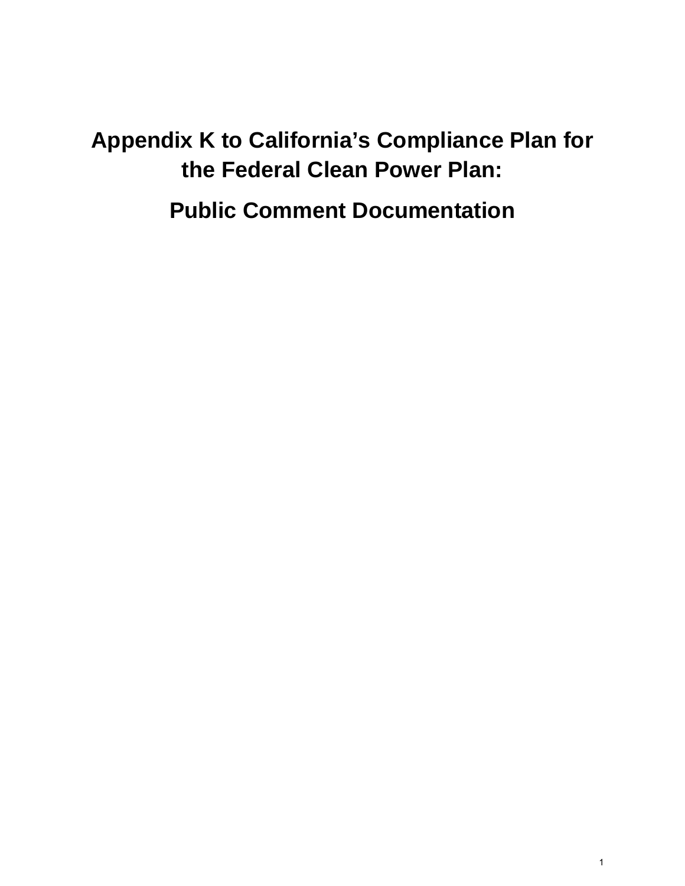# Appendix K to California's Compliance Plan for the Federal Clean Power Plan:

## Public Comment Documentation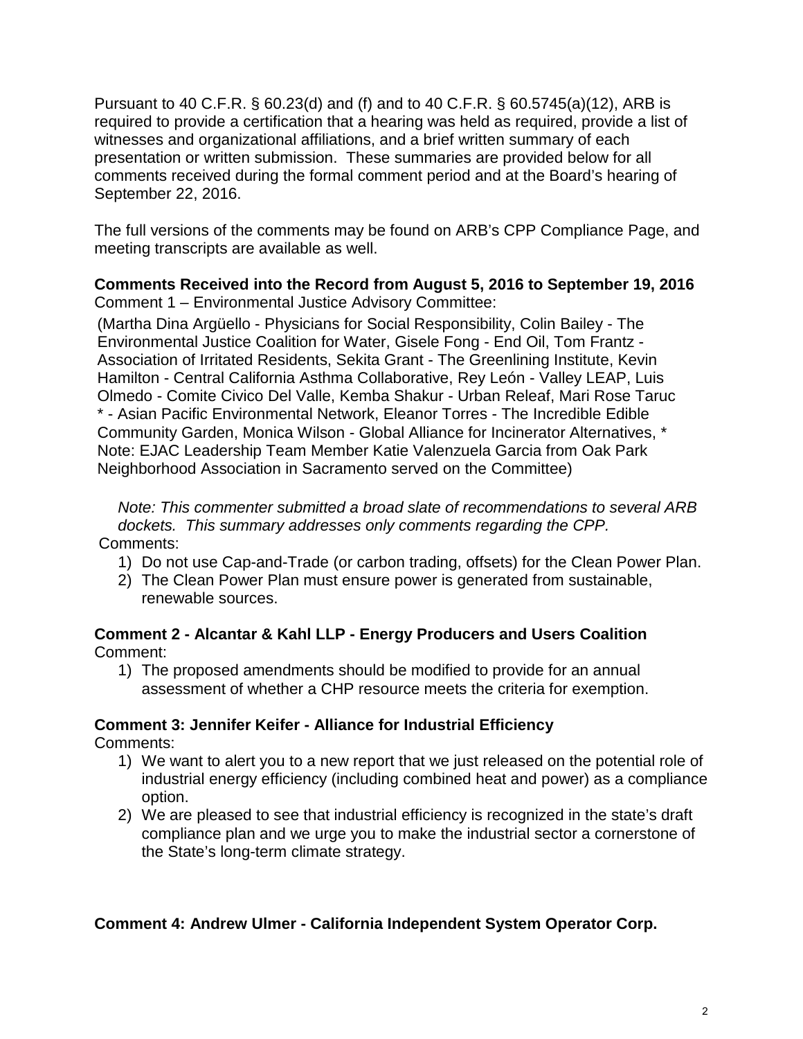Pursuant to 40 C.F.R. § 60.23(d) and (f) and to 40 C.F.R. § 60.5745(a)(12), ARB is required to provide a certification that a hearing was held as required, provide a list of witnesses and organizational affiliations, and a brief written summary of each presentation or written submission. These summaries are provided below for all comments received during the formal comment period and at the Board's hearing of September 22, 2016.

The full versions of the comments may be found on ARB's CPP Compliance Page, and meeting transcripts are available as well.

**Comments Received into the Record from August 5, 2016 to September 19, 2016**

Comment 1 – Environmental Justice Advisory Committee:

(Martha Dina Argüello - Physicians for Social Responsibility, Colin Bailey - The Environmental Justice Coalition for Water, Gisele Fong - End Oil, Tom Frantz - Association of Irritated Residents, Sekita Grant - The Greenlining Institute, Kevin Hamilton - Central California Asthma Collaborative, Rey León - Valley LEAP, Luis Olmedo - Comite Civico Del Valle, Kemba Shakur - Urban Releaf, Mari Rose Taruc * - Asian Pacific Environmental Network, Eleanor Torres - The Incredible Edible Community Garden, Monica Wilson - Global Alliance for Incinerator Alternatives, * Note: EJAC Leadership Team Member Katie Valenzuela Garcia from Oak Park Neighborhood Association in Sacramento served on the Committee)

*Note: This commenter submitted a broad slate of recommendations to several ARB dockets. This summary addresses only comments regarding the CPP.*

Comments:

1) Do not use Cap-and-Trade (or carbon trading, offsets) for the Clean Power Plan.
2) The Clean Power Plan must ensure power is generated from sustainable, renewable sources.

**Comment 2 - Alcantar & Kahl LLP - Energy Producers and Users Coalition**

Comment:

1) The proposed amendments should be modified to provide for an annual assessment of whether a CHP resource meets the criteria for exemption.

**Comment 3: Jennifer Keifer - Alliance for Industrial Efficiency**

Comments:

1) We want to alert you to a new report that we just released on the potential role of industrial energy efficiency (including combined heat and power) as a compliance option.
2) We are pleased to see that industrial efficiency is recognized in the state's draft compliance plan and we urge you to make the industrial sector a cornerstone of the State's long-term climate strategy.

**Comment 4: Andrew Ulmer - California Independent System Operator Corp.**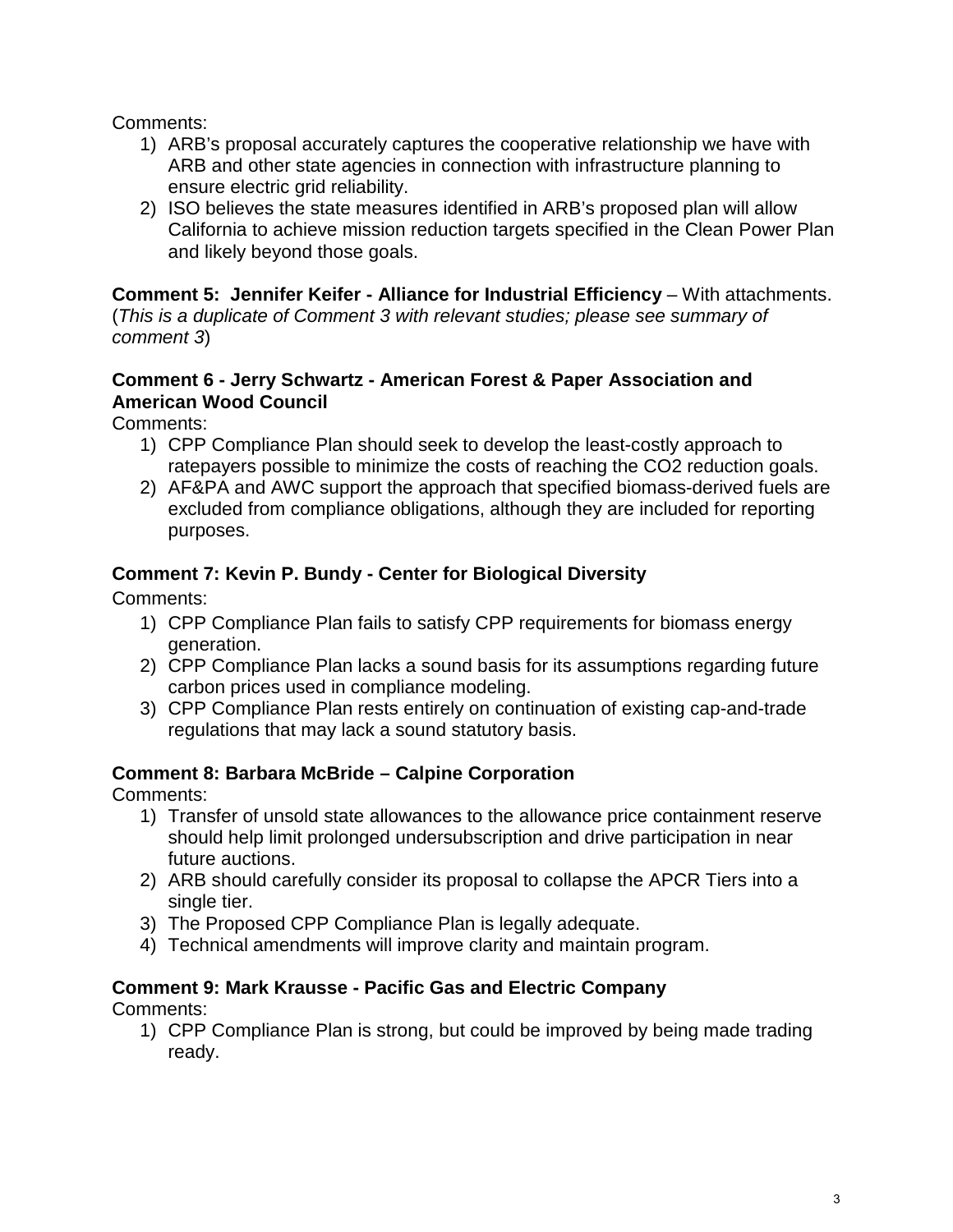Comments:

1) ARB's proposal accurately captures the cooperative relationship we have with ARB and other state agencies in connection with infrastructure planning to ensure electric grid reliability.
2) ISO believes the state measures identified in ARB's proposed plan will allow California to achieve mission reduction targets specified in the Clean Power Plan and likely beyond those goals.

**Comment 5: Jennifer Keifer - Alliance for Industrial Efficiency** – With attachments. (*This is a duplicate of Comment 3 with relevant studies; please see summary of comment 3*)

**Comment 6 - Jerry Schwartz - American Forest & Paper Association and American Wood Council**

Comments:

1) CPP Compliance Plan should seek to develop the least-costly approach to ratepayers possible to minimize the costs of reaching the CO2 reduction goals.
2) AF&PA and AWC support the approach that specified biomass-derived fuels are excluded from compliance obligations, although they are included for reporting purposes.

**Comment 7: Kevin P. Bundy - Center for Biological Diversity**

Comments:

1) CPP Compliance Plan fails to satisfy CPP requirements for biomass energy generation.
2) CPP Compliance Plan lacks a sound basis for its assumptions regarding future carbon prices used in compliance modeling.
3) CPP Compliance Plan rests entirely on continuation of existing cap-and-trade regulations that may lack a sound statutory basis.

**Comment 8: Barbara McBride – Calpine Corporation**

Comments:

1) Transfer of unsold state allowances to the allowance price containment reserve should help limit prolonged undersubscription and drive participation in near future auctions.
2) ARB should carefully consider its proposal to collapse the APCR Tiers into a single tier.
3) The Proposed CPP Compliance Plan is legally adequate.
4) Technical amendments will improve clarity and maintain program.

**Comment 9: Mark Krausse - Pacific Gas and Electric Company**

Comments:

1) CPP Compliance Plan is strong, but could be improved by being made trading ready.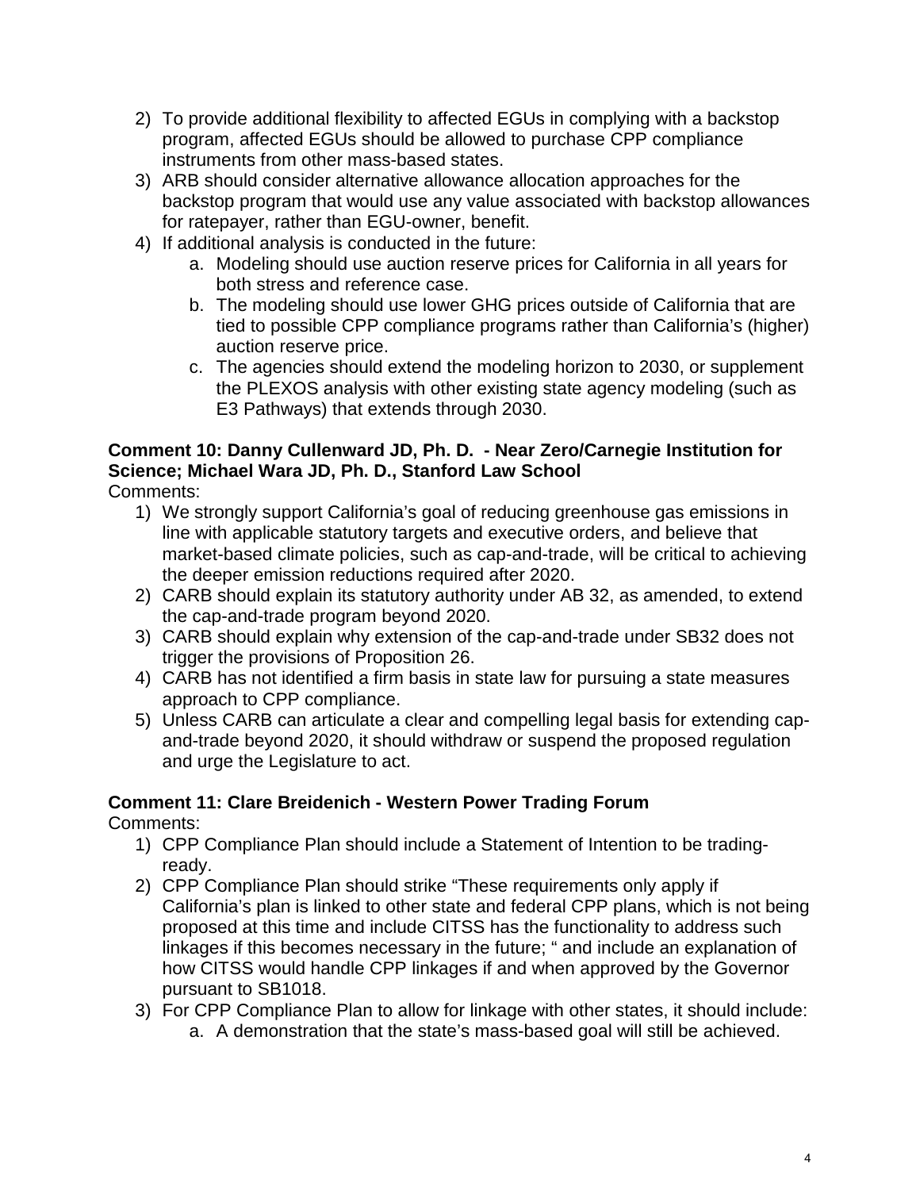2) To provide additional flexibility to affected EGUs in complying with a backstop program, affected EGUs should be allowed to purchase CPP compliance instruments from other mass-based states.
3) ARB should consider alternative allowance allocation approaches for the backstop program that would use any value associated with backstop allowances for ratepayer, rather than EGU-owner, benefit.
4) If additional analysis is conducted in the future:
    a. Modeling should use auction reserve prices for California in all years for both stress and reference case.
    b. The modeling should use lower GHG prices outside of California that are tied to possible CPP compliance programs rather than California's (higher) auction reserve price.
    c. The agencies should extend the modeling horizon to 2030, or supplement the PLEXOS analysis with other existing state agency modeling (such as E3 Pathways) that extends through 2030.

**Comment 10: Danny Cullenward JD, Ph. D. - Near Zero/Carnegie Institution for Science; Michael Wara JD, Ph. D., Stanford Law School**

Comments:

1) We strongly support California's goal of reducing greenhouse gas emissions in line with applicable statutory targets and executive orders, and believe that market-based climate policies, such as cap-and-trade, will be critical to achieving the deeper emission reductions required after 2020.
2) CARB should explain its statutory authority under AB 32, as amended, to extend the cap-and-trade program beyond 2020.
3) CARB should explain why extension of the cap-and-trade under SB32 does not trigger the provisions of Proposition 26.
4) CARB has not identified a firm basis in state law for pursuing a state measures approach to CPP compliance.
5) Unless CARB can articulate a clear and compelling legal basis for extending cap-and-trade beyond 2020, it should withdraw or suspend the proposed regulation and urge the Legislature to act.

**Comment 11: Clare Breidenich - Western Power Trading Forum**

Comments:

1) CPP Compliance Plan should include a Statement of Intention to be trading-ready.
2) CPP Compliance Plan should strike "These requirements only apply if California's plan is linked to other state and federal CPP plans, which is not being proposed at this time and include CITSS has the functionality to address such linkages if this becomes necessary in the future; " and include an explanation of how CITSS would handle CPP linkages if and when approved by the Governor pursuant to SB1018.
3) For CPP Compliance Plan to allow for linkage with other states, it should include:
    a. A demonstration that the state's mass-based goal will still be achieved.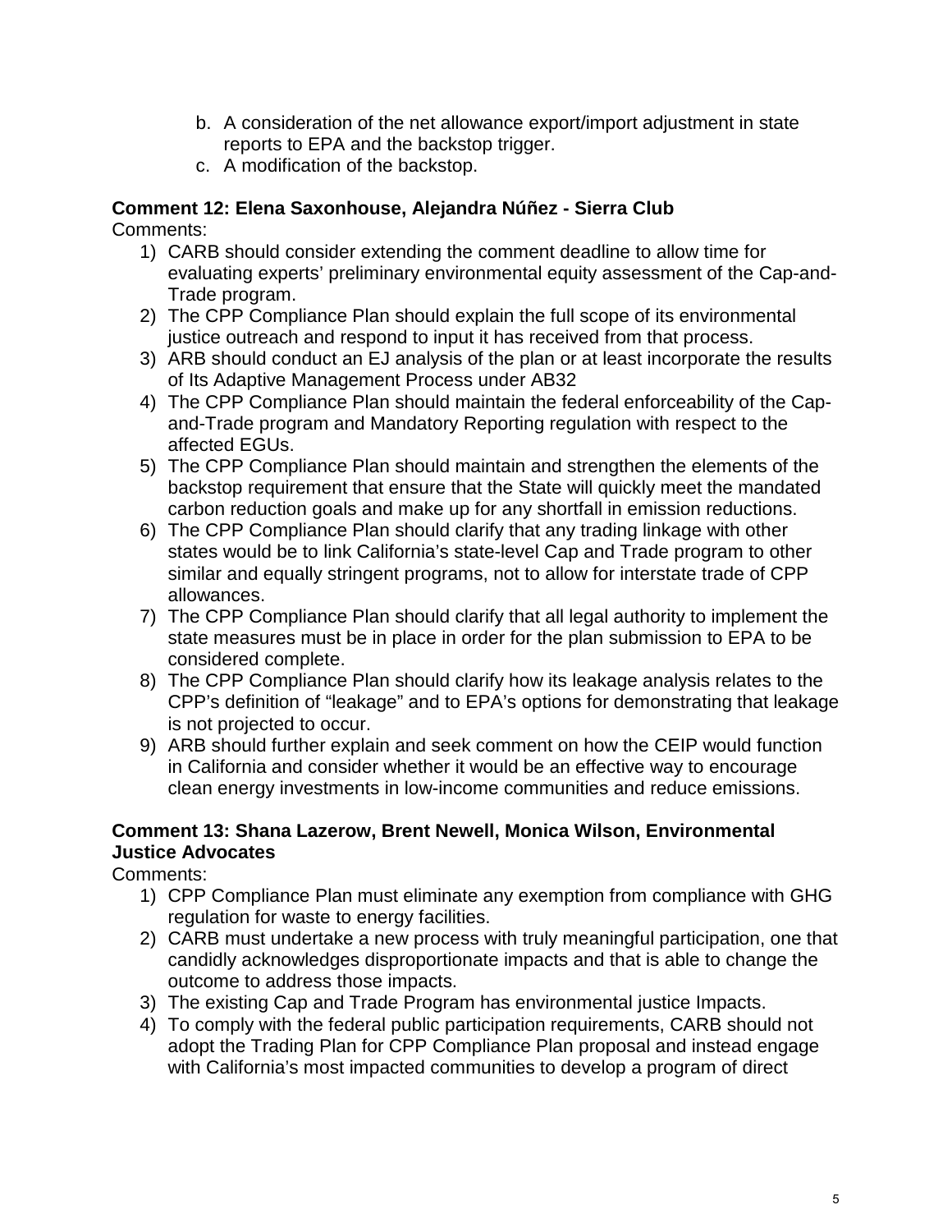b. A consideration of the net allowance export/import adjustment in state reports to EPA and the backstop trigger.
c. A modification of the backstop.

**Comment 12: Elena Saxonhouse, Alejandra Núñez - Sierra Club**

Comments:

1) CARB should consider extending the comment deadline to allow time for evaluating experts' preliminary environmental equity assessment of the Cap-and-Trade program.
2) The CPP Compliance Plan should explain the full scope of its environmental justice outreach and respond to input it has received from that process.
3) ARB should conduct an EJ analysis of the plan or at least incorporate the results of Its Adaptive Management Process under AB32
4) The CPP Compliance Plan should maintain the federal enforceability of the Cap-and-Trade program and Mandatory Reporting regulation with respect to the affected EGUs.
5) The CPP Compliance Plan should maintain and strengthen the elements of the backstop requirement that ensure that the State will quickly meet the mandated carbon reduction goals and make up for any shortfall in emission reductions.
6) The CPP Compliance Plan should clarify that any trading linkage with other states would be to link California's state-level Cap and Trade program to other similar and equally stringent programs, not to allow for interstate trade of CPP allowances.
7) The CPP Compliance Plan should clarify that all legal authority to implement the state measures must be in place in order for the plan submission to EPA to be considered complete.
8) The CPP Compliance Plan should clarify how its leakage analysis relates to the CPP's definition of "leakage" and to EPA's options for demonstrating that leakage is not projected to occur.
9) ARB should further explain and seek comment on how the CEIP would function in California and consider whether it would be an effective way to encourage clean energy investments in low-income communities and reduce emissions.

**Comment 13: Shana Lazerow, Brent Newell, Monica Wilson, Environmental Justice Advocates**

Comments:

1) CPP Compliance Plan must eliminate any exemption from compliance with GHG regulation for waste to energy facilities.
2) CARB must undertake a new process with truly meaningful participation, one that candidly acknowledges disproportionate impacts and that is able to change the outcome to address those impacts.
3) The existing Cap and Trade Program has environmental justice Impacts.
4) To comply with the federal public participation requirements, CARB should not adopt the Trading Plan for CPP Compliance Plan proposal and instead engage with California's most impacted communities to develop a program of direct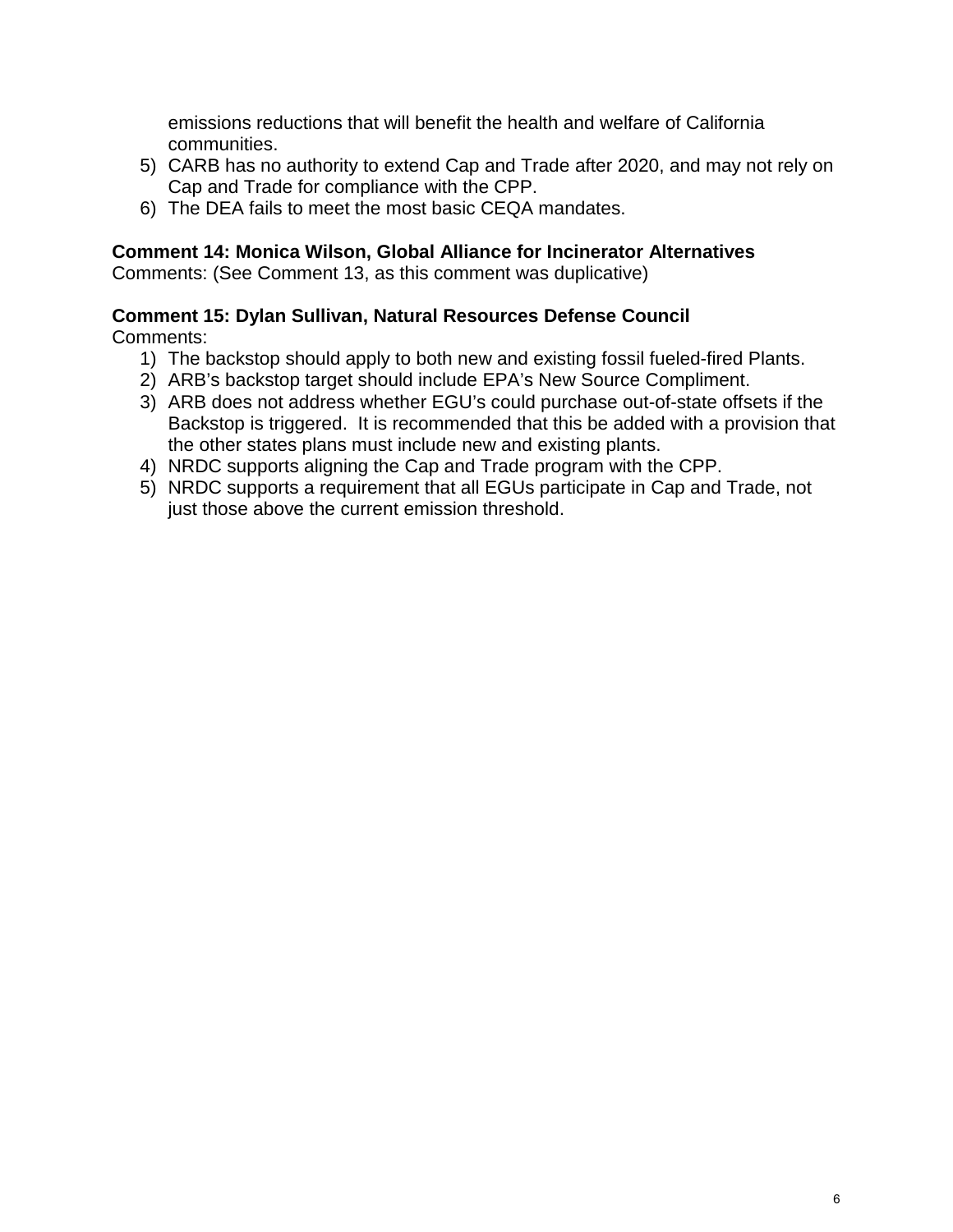emissions reductions that will benefit the health and welfare of California communities.

5) CARB has no authority to extend Cap and Trade after 2020, and may not rely on Cap and Trade for compliance with the CPP.
6) The DEA fails to meet the most basic CEQA mandates.

**Comment 14: Monica Wilson, Global Alliance for Incinerator Alternatives**
Comments: (See Comment 13, as this comment was duplicative)

**Comment 15: Dylan Sullivan, Natural Resources Defense Council**
Comments:

1) The backstop should apply to both new and existing fossil fueled-fired Plants.
2) ARB's backstop target should include EPA's New Source Compliment.
3) ARB does not address whether EGU's could purchase out-of-state offsets if the Backstop is triggered. It is recommended that this be added with a provision that the other states plans must include new and existing plants.
4) NRDC supports aligning the Cap and Trade program with the CPP.
5) NRDC supports a requirement that all EGUs participate in Cap and Trade, not just those above the current emission threshold.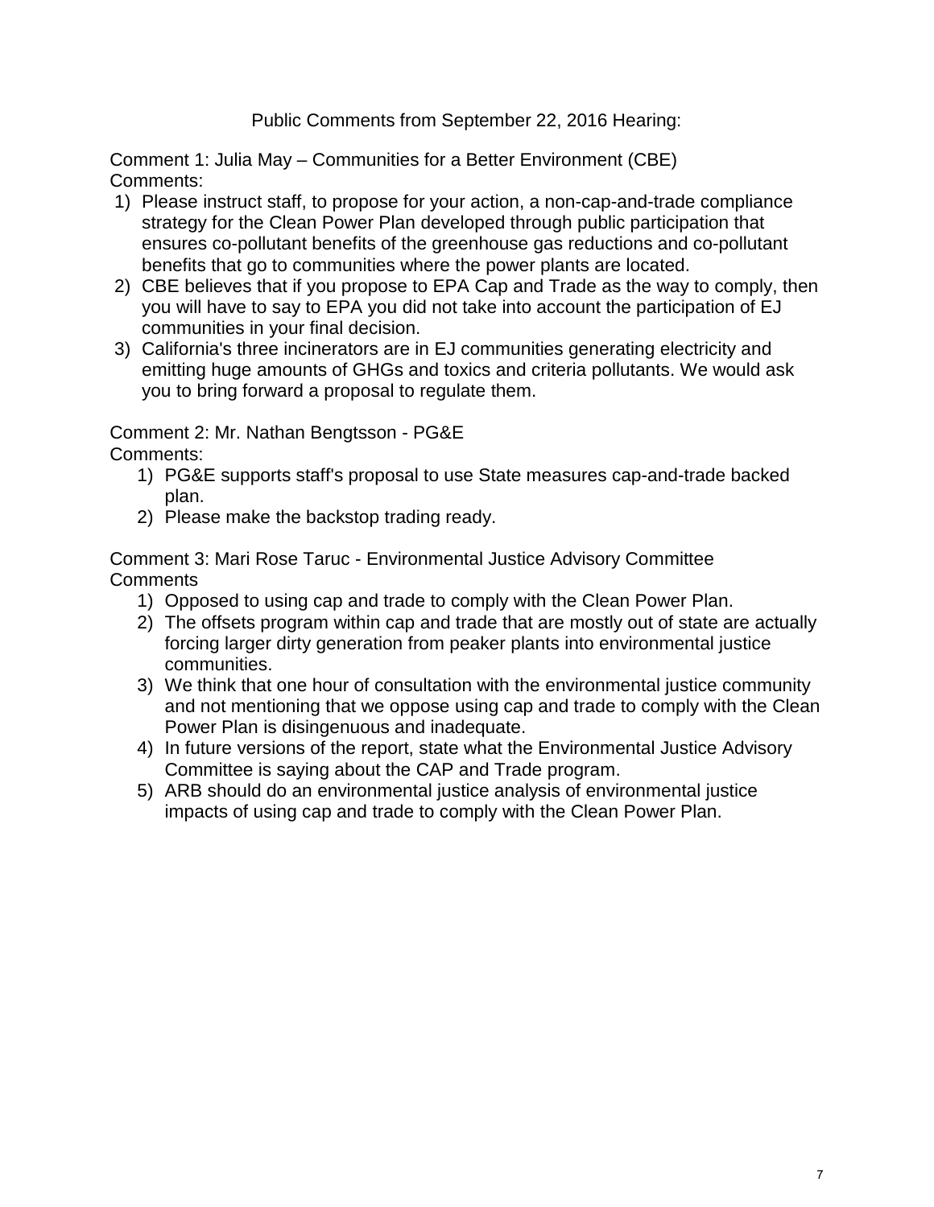Public Comments from September 22, 2016 Hearing:

Comment 1: Julia May – Communities for a Better Environment (CBE)
Comments:

1) Please instruct staff, to propose for your action, a non-cap-and-trade compliance strategy for the Clean Power Plan developed through public participation that ensures co-pollutant benefits of the greenhouse gas reductions and co-pollutant benefits that go to communities where the power plants are located.
2) CBE believes that if you propose to EPA Cap and Trade as the way to comply, then you will have to say to EPA you did not take into account the participation of EJ communities in your final decision.
3) California's three incinerators are in EJ communities generating electricity and emitting huge amounts of GHGs and toxics and criteria pollutants. We would ask you to bring forward a proposal to regulate them.

Comment 2: Mr. Nathan Bengtsson - PG&E
Comments:

1) PG&E supports staff's proposal to use State measures cap-and-trade backed plan.
2) Please make the backstop trading ready.

Comment 3: Mari Rose Taruc - Environmental Justice Advisory Committee
Comments

1) Opposed to using cap and trade to comply with the Clean Power Plan.
2) The offsets program within cap and trade that are mostly out of state are actually forcing larger dirty generation from peaker plants into environmental justice communities.
3) We think that one hour of consultation with the environmental justice community and not mentioning that we oppose using cap and trade to comply with the Clean Power Plan is disingenuous and inadequate.
4) In future versions of the report, state what the Environmental Justice Advisory Committee is saying about the CAP and Trade program.
5) ARB should do an environmental justice analysis of environmental justice impacts of using cap and trade to comply with the Clean Power Plan.